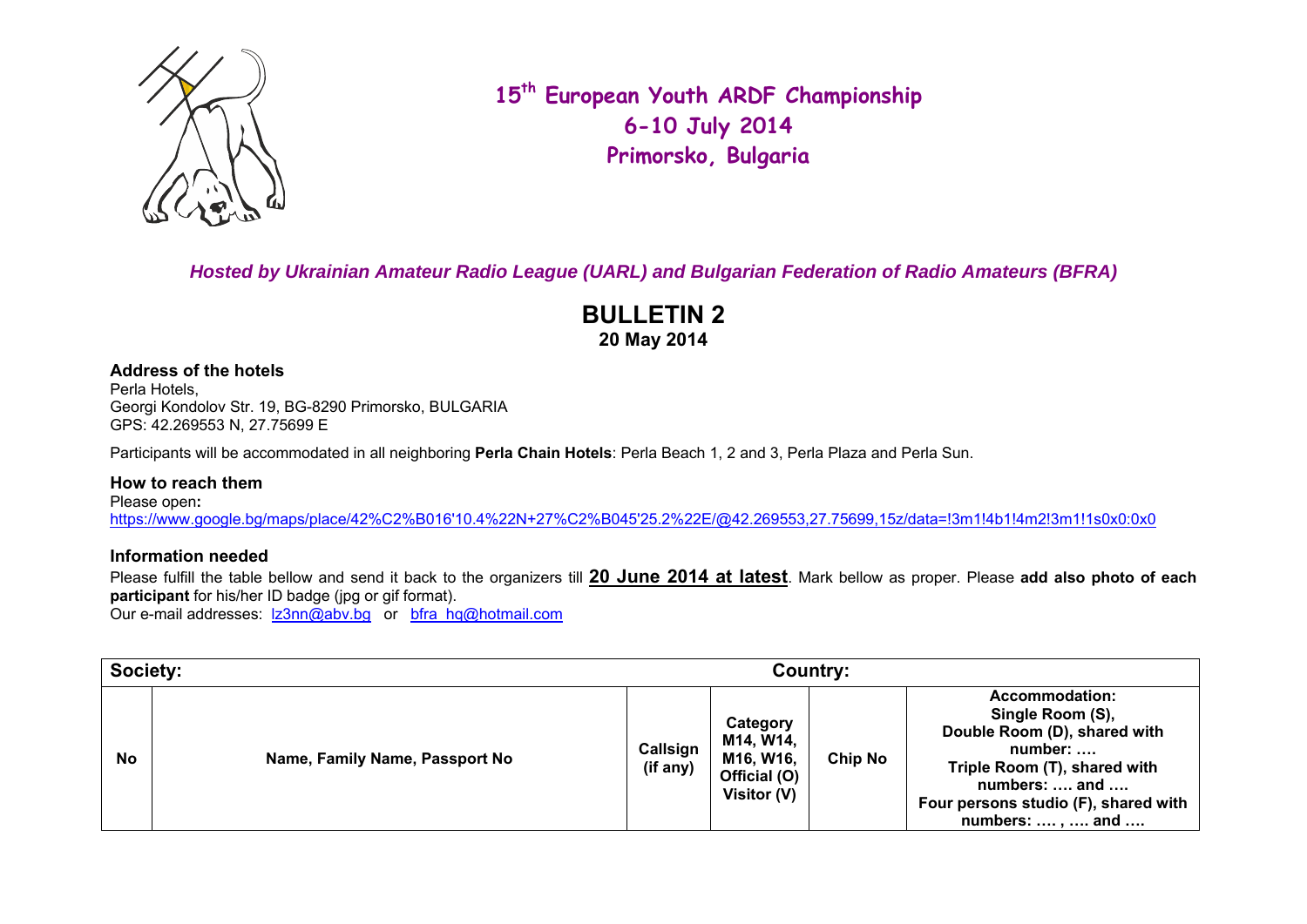# 15th European Youth ARDF Championship
## 6-10 July 2014
## Primorsko, Bulgaria

*Hosted by Ukrainian Amateur Radio League (UARL) and Bulgarian Federation of Radio Amateurs (BFRA)*

# BULLETIN 2
**20 May 2014**

### Address of the hotels

Perla Hotels,
Georgi Kondolov Str. 19, BG-8290 Primorsko, BULGARIA
GPS: 42.269553 N, 27.75699 E

Participants will be accommodated in all neighboring **Perla Chain Hotels**: Perla Beach 1, 2 and 3, Perla Plaza and Perla Sun.

### How to reach them

Please open**:**
https://www.google.bg/maps/place/42%C2%B016'10.4%22N+27%C2%B045'25.2%22E/@42.269553,27.75699,15z/data=!3m1!4b1!4m2!3m1!1s0x0:0x0

### Information needed

Please fulfill the table bellow and send it back to the organizers till **20 June 2014 at latest**. Mark bellow as proper. Please **add also photo of each participant** for his/her ID badge (jpg or gif format).
Our e-mail addresses: lz3nn@abv.bg or bfra_hq@hotmail.com

| **Society:** | | **Country:** | | | |
|---|---|---|---|---|---|
| **No** | **Name, Family Name, Passport No** | **Callsign (if any)** | **Category M14, W14, M16, W16, Official (O) Visitor (V)** | **Chip No** | **Accommodation: Single Room (S), Double Room (D), shared with number: …. Triple Room (T), shared with numbers: …. and …. Four persons studio (F), shared with numbers: …. , …. and ….** |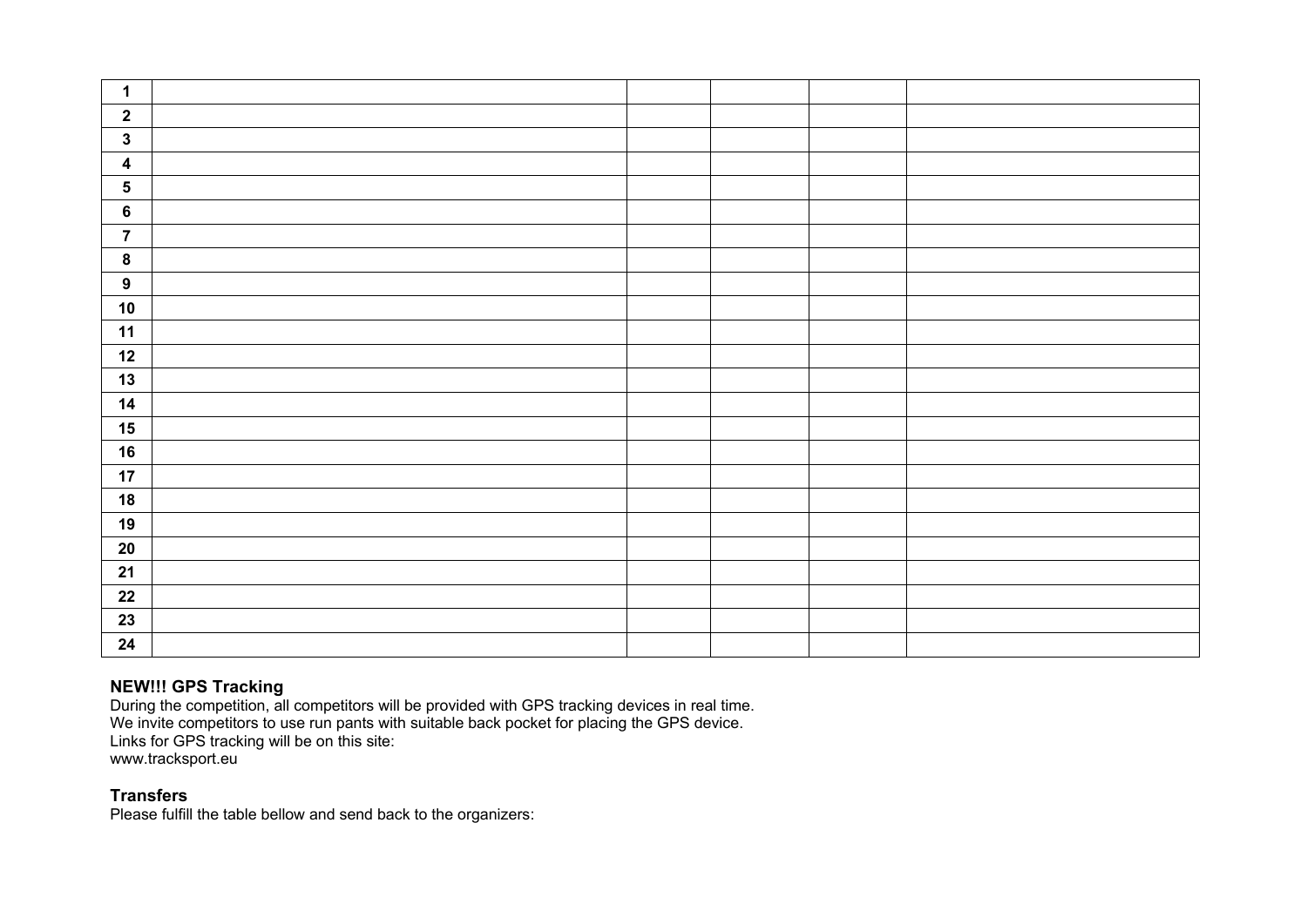| | | | | | |
|---|---|---|---|---|---|
| **1** | | | | | |
| **2** | | | | | |
| **3** | | | | | |
| **4** | | | | | |
| **5** | | | | | |
| **6** | | | | | |
| **7** | | | | | |
| **8** | | | | | |
| **9** | | | | | |
| **10** | | | | | |
| **11** | | | | | |
| **12** | | | | | |
| **13** | | | | | |
| **14** | | | | | |
| **15** | | | | | |
| **16** | | | | | |
| **17** | | | | | |
| **18** | | | | | |
| **19** | | | | | |
| **20** | | | | | |
| **21** | | | | | |
| **22** | | | | | |
| **23** | | | | | |
| **24** | | | | | |

### NEW!!! GPS Tracking

During the competition, all competitors will be provided with GPS tracking devices in real time.
We invite competitors to use run pants with suitable back pocket for placing the GPS device.
Links for GPS tracking will be on this site:
www.tracksport.eu

### Transfers

Please fulfill the table bellow and send back to the organizers: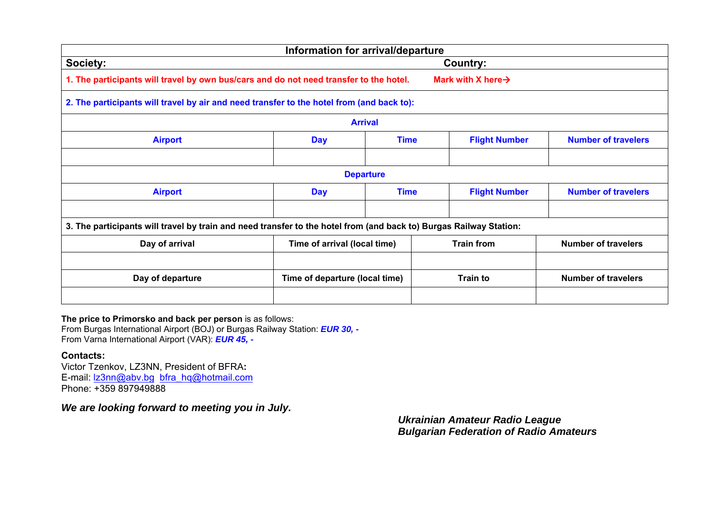| Information for arrival/departure | | | | |
|---|---|---|---|---|
| **Society:** | | | **Country:** | |
| **1. The participants will travel by own bus/cars and do not need transfer to the hotel.** | | | **Mark with X here→** | |
| **2. The participants will travel by air and need transfer to the hotel from (and back to):** | | | | |
| **Arrival** | | | | |
| **Airport** | **Day** | **Time** | **Flight Number** | **Number of travelers** |
| | | | | |
| **Departure** | | | | |
| **Airport** | **Day** | **Time** | **Flight Number** | **Number of travelers** |
| | | | | |

| **3. The participants will travel by train and need transfer to the hotel from (and back to) Burgas Railway Station:** | | | |
|---|---|---|---|
| **Day of arrival** | **Time of arrival (local time)** | **Train from** | **Number of travelers** |
| | | | |
| **Day of departure** | **Time of departure (local time)** | **Train to** | **Number of travelers** |
| | | | |

**The price to Primorsko and back per person** is as follows:
From Burgas International Airport (BOJ) or Burgas Railway Station: ***EUR 30, -***
From Varna International Airport (VAR): ***EUR 45, -***

**Contacts:**
Victor Tzenkov, LZ3NN, President of BFRA**:**
E-mail: lz3nn@abv.bg bfra_hq@hotmail.com
Phone: +359 897949888

***We are looking forward to meeting you in July.***

***Ukrainian Amateur Radio League***
***Bulgarian Federation of Radio Amateurs***